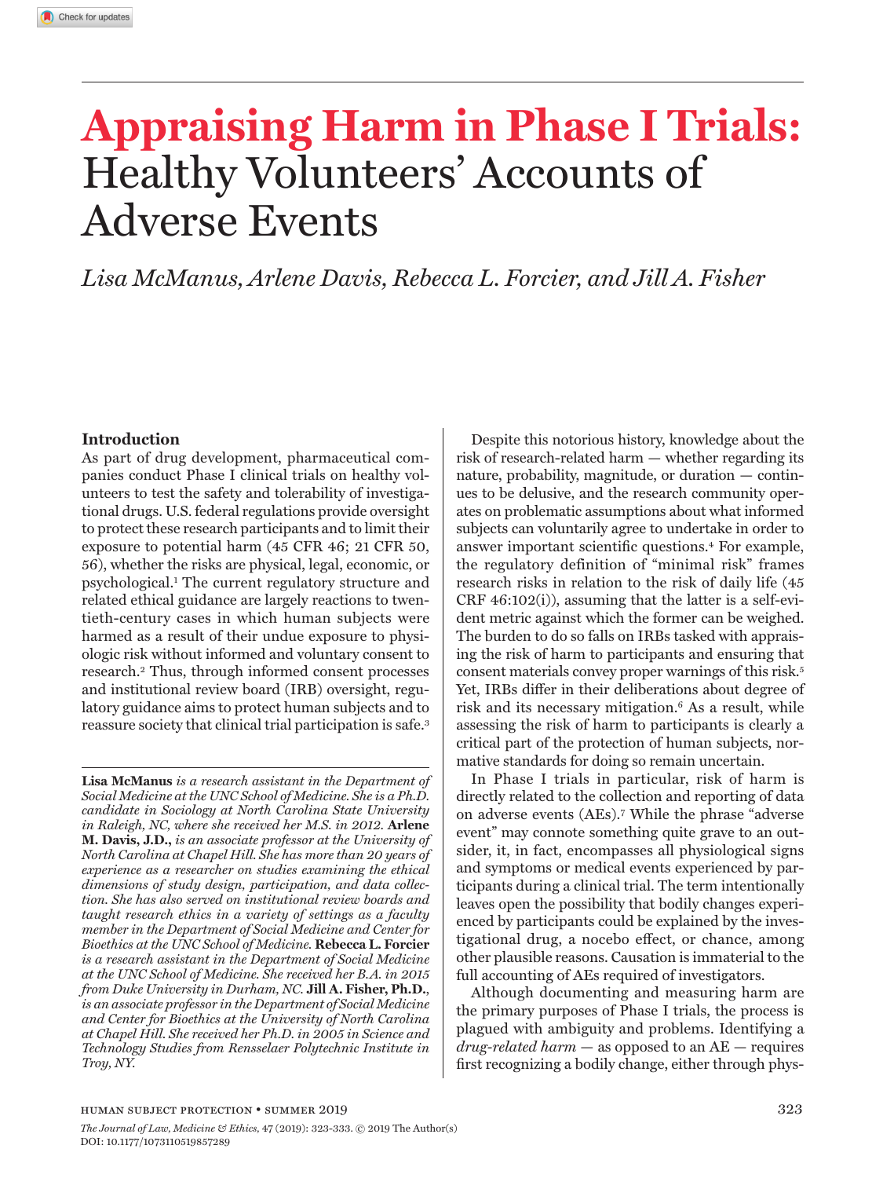# Appraising Harm in Phase I Trials: Healthy Volunteers' Accounts of Adverse Events

*Lisa McManus, Arlene Davis, Rebecca L. Forcier, and Jill A. Fisher*

## Introduction

As part of drug development, pharmaceutical companies conduct Phase I clinical trials on healthy volunteers to test the safety and tolerability of investigational drugs. U.S. federal regulations provide oversight to protect these research participants and to limit their exposure to potential harm (45 CFR 46; 21 CFR 50, 56), whether the risks are physical, legal, economic, or psychological.[1] The current regulatory structure and related ethical guidance are largely reactions to twentieth-century cases in which human subjects were harmed as a result of their undue exposure to physiologic risk without informed and voluntary consent to research.[2] Thus, through informed consent processes and institutional review board (IRB) oversight, regulatory guidance aims to protect human subjects and to reassure society that clinical trial participation is safe.[3]

Despite this notorious history, knowledge about the risk of research-related harm — whether regarding its nature, probability, magnitude, or duration — continues to be delusive, and the research community operates on problematic assumptions about what informed subjects can voluntarily agree to undertake in order to answer important scientific questions.[4] For example, the regulatory definition of "minimal risk" frames research risks in relation to the risk of daily life (45 CRF 46:102(i)), assuming that the latter is a self-evident metric against which the former can be weighed. The burden to do so falls on IRBs tasked with appraising the risk of harm to participants and ensuring that consent materials convey proper warnings of this risk.[5] Yet, IRBs differ in their deliberations about degree of risk and its necessary mitigation.[6] As a result, while assessing the risk of harm to participants is clearly a critical part of the protection of human subjects, normative standards for doing so remain uncertain.

In Phase I trials in particular, risk of harm is directly related to the collection and reporting of data on adverse events (AEs).[7] While the phrase "adverse event" may connote something quite grave to an outsider, it, in fact, encompasses all physiological signs and symptoms or medical events experienced by participants during a clinical trial. The term intentionally leaves open the possibility that bodily changes experienced by participants could be explained by the investigational drug, a nocebo effect, or chance, among other plausible reasons. Causation is immaterial to the full accounting of AEs required of investigators.

Although documenting and measuring harm are the primary purposes of Phase I trials, the process is plagued with ambiguity and problems. Identifying a *drug-related harm* — as opposed to an AE — requires first recognizing a bodily change, either through phys-

---

**Lisa McManus** *is a research assistant in the Department of Social Medicine at the UNC School of Medicine. She is a Ph.D. candidate in Sociology at North Carolina State University in Raleigh, NC, where she received her M.S. in 2012.* **Arlene M. Davis, J.D.,** *is an associate professor at the University of North Carolina at Chapel Hill. She has more than 20 years of experience as a researcher on studies examining the ethical dimensions of study design, participation, and data collection. She has also served on institutional review boards and taught research ethics in a variety of settings as a faculty member in the Department of Social Medicine and Center for Bioethics at the UNC School of Medicine.* **Rebecca L. Forcier** *is a research assistant in the Department of Social Medicine at the UNC School of Medicine. She received her B.A. in 2015 from Duke University in Durham, NC.* **Jill A. Fisher, Ph.D.,** *is an associate professor in the Department of Social Medicine and Center for Bioethics at the University of North Carolina at Chapel Hill. She received her Ph.D. in 2005 in Science and Technology Studies from Rensselaer Polytechnic Institute in Troy, NY.*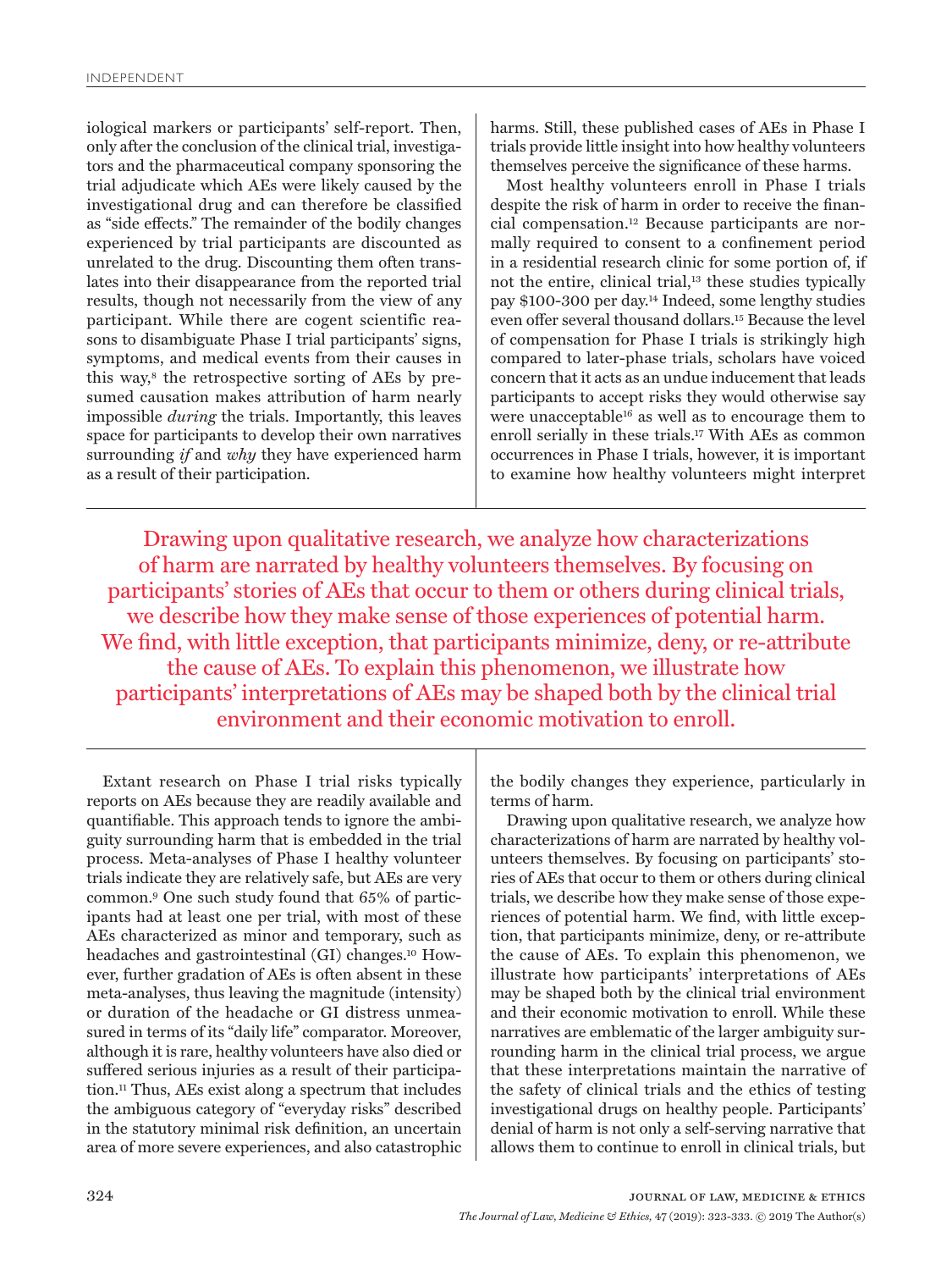iological markers or participants' self-report. Then, only after the conclusion of the clinical trial, investigators and the pharmaceutical company sponsoring the trial adjudicate which AEs were likely caused by the investigational drug and can therefore be classified as "side effects." The remainder of the bodily changes experienced by trial participants are discounted as unrelated to the drug. Discounting them often translates into their disappearance from the reported trial results, though not necessarily from the view of any participant. While there are cogent scientific reasons to disambiguate Phase I trial participants' signs, symptoms, and medical events from their causes in this way,[8] the retrospective sorting of AEs by presumed causation makes attribution of harm nearly impossible *during* the trials. Importantly, this leaves space for participants to develop their own narratives surrounding *if* and *why* they have experienced harm as a result of their participation.

Extant research on Phase I trial risks typically reports on AEs because they are readily available and quantifiable. This approach tends to ignore the ambiguity surrounding harm that is embedded in the trial process. Meta-analyses of Phase I healthy volunteer trials indicate they are relatively safe, but AEs are very common.[9] One such study found that 65% of participants had at least one per trial, with most of these AEs characterized as minor and temporary, such as headaches and gastrointestinal (GI) changes.[10] However, further gradation of AEs is often absent in these meta-analyses, thus leaving the magnitude (intensity) or duration of the headache or GI distress unmeasured in terms of its "daily life" comparator. Moreover, although it is rare, healthy volunteers have also died or suffered serious injuries as a result of their participation.[11] Thus, AEs exist along a spectrum that includes the ambiguous category of "everyday risks" described in the statutory minimal risk definition, an uncertain area of more severe experiences, and also catastrophic harms. Still, these published cases of AEs in Phase I trials provide little insight into how healthy volunteers themselves perceive the significance of these harms.

Most healthy volunteers enroll in Phase I trials despite the risk of harm in order to receive the financial compensation.[12] Because participants are normally required to consent to a confinement period in a residential research clinic for some portion of, if not the entire, clinical trial,[13] these studies typically pay \$100-300 per day.[14] Indeed, some lengthy studies even offer several thousand dollars.[15] Because the level of compensation for Phase I trials is strikingly high compared to later-phase trials, scholars have voiced concern that it acts as an undue inducement that leads participants to accept risks they would otherwise say were unacceptable[16] as well as to encourage them to enroll serially in these trials.[17] With AEs as common occurrences in Phase I trials, however, it is important to examine how healthy volunteers might interpret the bodily changes they experience, particularly in terms of harm.

> Drawing upon qualitative research, we analyze how characterizations of harm are narrated by healthy volunteers themselves. By focusing on participants' stories of AEs that occur to them or others during clinical trials, we describe how they make sense of those experiences of potential harm. We find, with little exception, that participants minimize, deny, or re-attribute the cause of AEs. To explain this phenomenon, we illustrate how participants' interpretations of AEs may be shaped both by the clinical trial environment and their economic motivation to enroll.

Drawing upon qualitative research, we analyze how characterizations of harm are narrated by healthy volunteers themselves. By focusing on participants' stories of AEs that occur to them or others during clinical trials, we describe how they make sense of those experiences of potential harm. We find, with little exception, that participants minimize, deny, or re-attribute the cause of AEs. To explain this phenomenon, we illustrate how participants' interpretations of AEs may be shaped both by the clinical trial environment and their economic motivation to enroll. While these narratives are emblematic of the larger ambiguity surrounding harm in the clinical trial process, we argue that these interpretations maintain the narrative of the safety of clinical trials and the ethics of testing investigational drugs on healthy people. Participants' denial of harm is not only a self-serving narrative that allows them to continue to enroll in clinical trials, but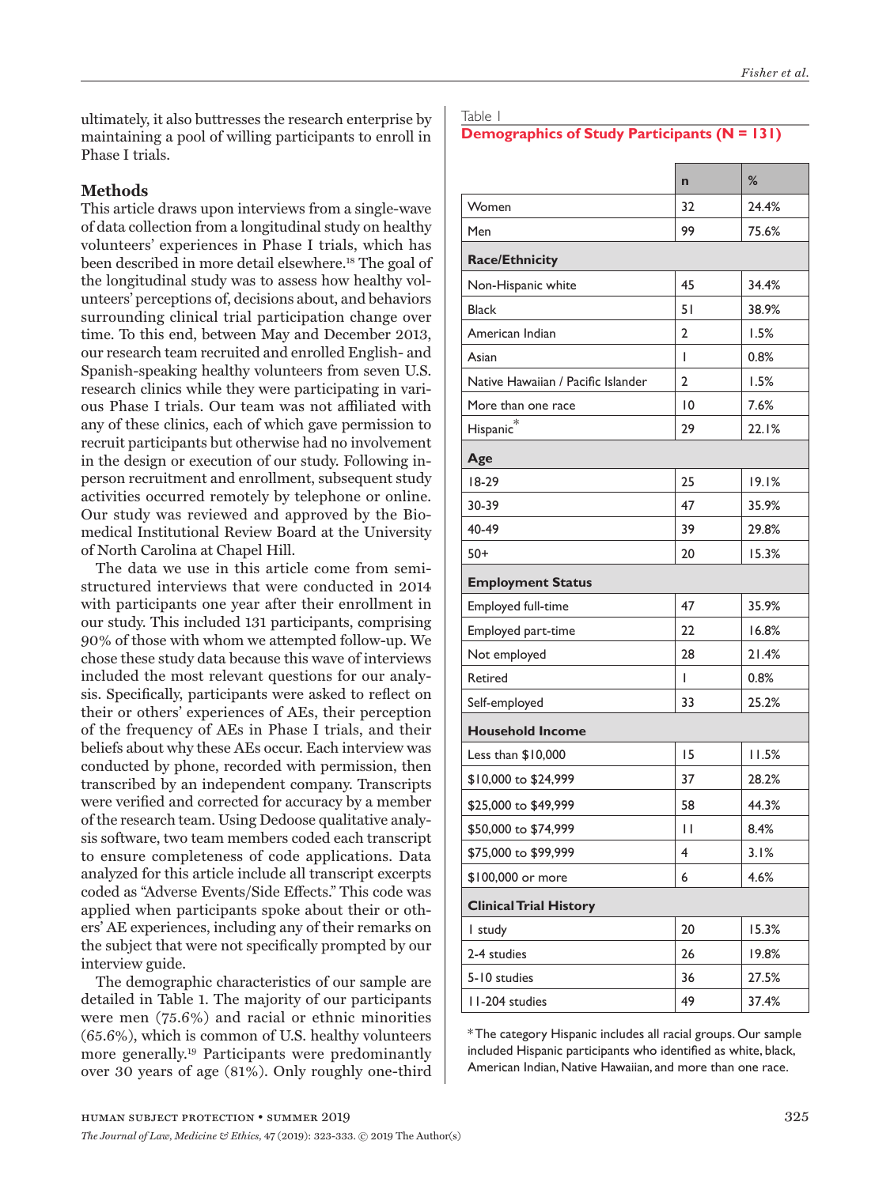ultimately, it also buttresses the research enterprise by maintaining a pool of willing participants to enroll in Phase I trials.

## Methods

This article draws upon interviews from a single-wave of data collection from a longitudinal study on healthy volunteers' experiences in Phase I trials, which has been described in more detail elsewhere.[18] The goal of the longitudinal study was to assess how healthy volunteers' perceptions of, decisions about, and behaviors surrounding clinical trial participation change over time. To this end, between May and December 2013, our research team recruited and enrolled English- and Spanish-speaking healthy volunteers from seven U.S. research clinics while they were participating in various Phase I trials. Our team was not affiliated with any of these clinics, each of which gave permission to recruit participants but otherwise had no involvement in the design or execution of our study. Following in-person recruitment and enrollment, subsequent study activities occurred remotely by telephone or online. Our study was reviewed and approved by the Biomedical Institutional Review Board at the University of North Carolina at Chapel Hill.

The data we use in this article come from semi-structured interviews that were conducted in 2014 with participants one year after their enrollment in our study. This included 131 participants, comprising 90% of those with whom we attempted follow-up. We chose these study data because this wave of interviews included the most relevant questions for our analysis. Specifically, participants were asked to reflect on their or others' experiences of AEs, their perception of the frequency of AEs in Phase I trials, and their beliefs about why these AEs occur. Each interview was conducted by phone, recorded with permission, then transcribed by an independent company. Transcripts were verified and corrected for accuracy by a member of the research team. Using Dedoose qualitative analysis software, two team members coded each transcript to ensure completeness of code applications. Data analyzed for this article include all transcript excerpts coded as "Adverse Events/Side Effects." This code was applied when participants spoke about their or others' AE experiences, including any of their remarks on the subject that were not specifically prompted by our interview guide.

The demographic characteristics of our sample are detailed in Table 1. The majority of our participants were men (75.6%) and racial or ethnic minorities (65.6%), which is common of U.S. healthy volunteers more generally.[19] Participants were predominantly over 30 years of age (81%). Only roughly one-third

Table 1
**Demographics of Study Participants (N = 131)**

| | n | % |
|---|---|---|
| Women | 32 | 24.4% |
| Men | 99 | 75.6% |
| **Race/Ethnicity** | | |
| Non-Hispanic white | 45 | 34.4% |
| Black | 51 | 38.9% |
| American Indian | 2 | 1.5% |
| Asian | 1 | 0.8% |
| Native Hawaiian / Pacific Islander | 2 | 1.5% |
| More than one race | 10 | 7.6% |
| Hispanic* | 29 | 22.1% |
| **Age** | | |
| 18-29 | 25 | 19.1% |
| 30-39 | 47 | 35.9% |
| 40-49 | 39 | 29.8% |
| 50+ | 20 | 15.3% |
| **Employment Status** | | |
| Employed full-time | 47 | 35.9% |
| Employed part-time | 22 | 16.8% |
| Not employed | 28 | 21.4% |
| Retired | 1 | 0.8% |
| Self-employed | 33 | 25.2% |
| **Household Income** | | |
| Less than $10,000 | 15 | 11.5% |
| $10,000 to $24,999 | 37 | 28.2% |
| $25,000 to $49,999 | 58 | 44.3% |
| $50,000 to $74,999 | 11 | 8.4% |
| $75,000 to $99,999 | 4 | 3.1% |
| $100,000 or more | 6 | 4.6% |
| **Clinical Trial History** | | |
| 1 study | 20 | 15.3% |
| 2-4 studies | 26 | 19.8% |
| 5-10 studies | 36 | 27.5% |
| 11-204 studies | 49 | 37.4% |

*The category Hispanic includes all racial groups. Our sample included Hispanic participants who identified as white, black, American Indian, Native Hawaiian, and more than one race.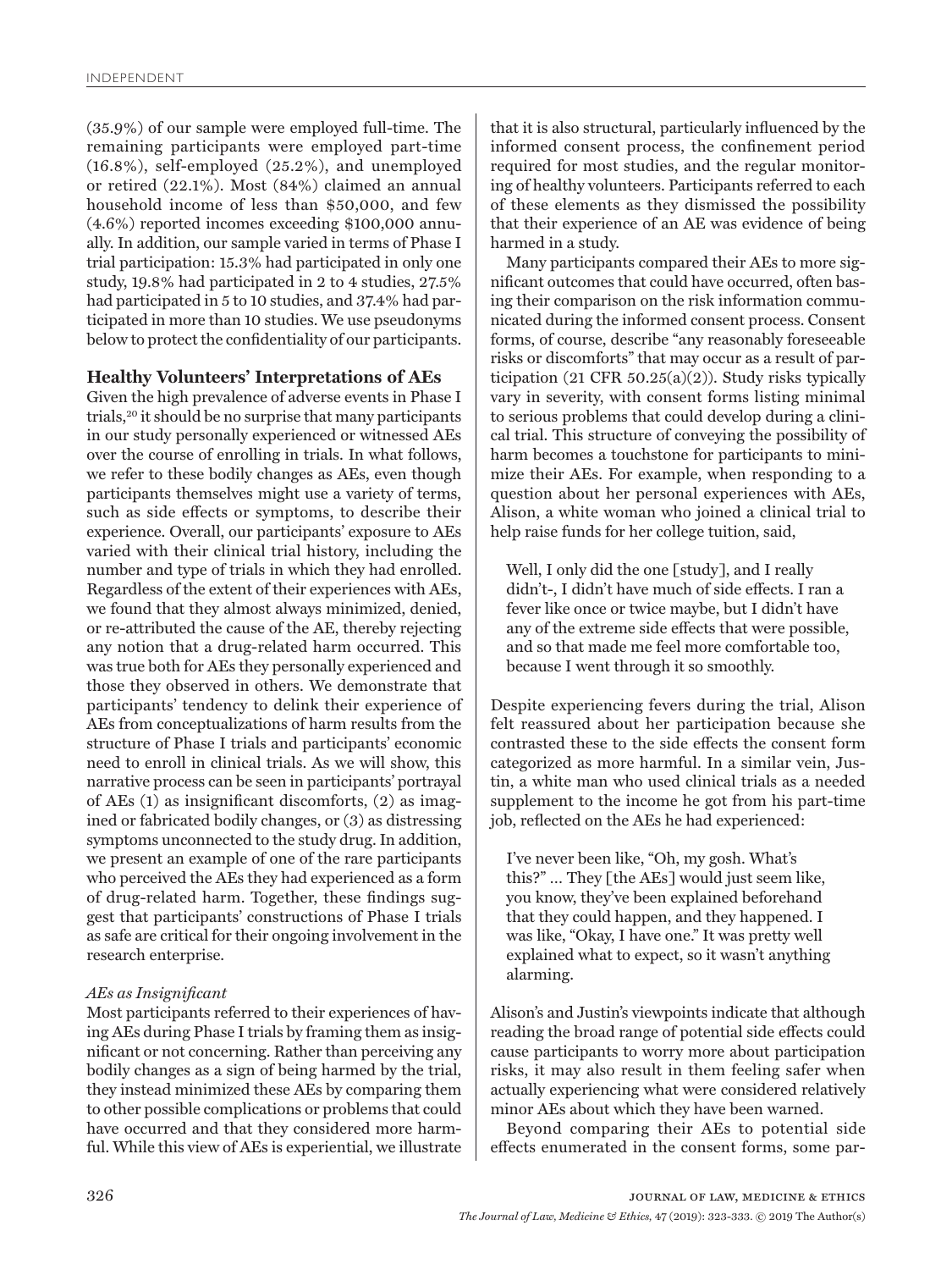(35.9%) of our sample were employed full-time. The remaining participants were employed part-time (16.8%), self-employed (25.2%), and unemployed or retired (22.1%). Most (84%) claimed an annual household income of less than $50,000, and few (4.6%) reported incomes exceeding $100,000 annually. In addition, our sample varied in terms of Phase I trial participation: 15.3% had participated in only one study, 19.8% had participated in 2 to 4 studies, 27.5% had participated in 5 to 10 studies, and 37.4% had participated in more than 10 studies. We use pseudonyms below to protect the confidentiality of our participants.

## Healthy Volunteers' Interpretations of AEs

Given the high prevalence of adverse events in Phase I trials,[20] it should be no surprise that many participants in our study personally experienced or witnessed AEs over the course of enrolling in trials. In what follows, we refer to these bodily changes as AEs, even though participants themselves might use a variety of terms, such as side effects or symptoms, to describe their experience. Overall, our participants' exposure to AEs varied with their clinical trial history, including the number and type of trials in which they had enrolled. Regardless of the extent of their experiences with AEs, we found that they almost always minimized, denied, or re-attributed the cause of the AE, thereby rejecting any notion that a drug-related harm occurred. This was true both for AEs they personally experienced and those they observed in others. We demonstrate that participants' tendency to delink their experience of AEs from conceptualizations of harm results from the structure of Phase I trials and participants' economic need to enroll in clinical trials. As we will show, this narrative process can be seen in participants' portrayal of AEs (1) as insignificant discomforts, (2) as imagined or fabricated bodily changes, or (3) as distressing symptoms unconnected to the study drug. In addition, we present an example of one of the rare participants who perceived the AEs they had experienced as a form of drug-related harm. Together, these findings suggest that participants' constructions of Phase I trials as safe are critical for their ongoing involvement in the research enterprise.

### *AEs as Insignificant*

Most participants referred to their experiences of having AEs during Phase I trials by framing them as insignificant or not concerning. Rather than perceiving any bodily changes as a sign of being harmed by the trial, they instead minimized these AEs by comparing them to other possible complications or problems that could have occurred and that they considered more harmful. While this view of AEs is experiential, we illustrate that it is also structural, particularly influenced by the informed consent process, the confinement period required for most studies, and the regular monitoring of healthy volunteers. Participants referred to each of these elements as they dismissed the possibility that their experience of an AE was evidence of being harmed in a study.

Many participants compared their AEs to more significant outcomes that could have occurred, often basing their comparison on the risk information communicated during the informed consent process. Consent forms, of course, describe "any reasonably foreseeable risks or discomforts" that may occur as a result of participation (21 CFR 50.25(a)(2)). Study risks typically vary in severity, with consent forms listing minimal to serious problems that could develop during a clinical trial. This structure of conveying the possibility of harm becomes a touchstone for participants to minimize their AEs. For example, when responding to a question about her personal experiences with AEs, Alison, a white woman who joined a clinical trial to help raise funds for her college tuition, said,

> Well, I only did the one [study], and I really didn't-, I didn't have much of side effects. I ran a fever like once or twice maybe, but I didn't have any of the extreme side effects that were possible, and so that made me feel more comfortable too, because I went through it so smoothly.

Despite experiencing fevers during the trial, Alison felt reassured about her participation because she contrasted these to the side effects the consent form categorized as more harmful. In a similar vein, Justin, a white man who used clinical trials as a needed supplement to the income he got from his part-time job, reflected on the AEs he had experienced:

> I've never been like, "Oh, my gosh. What's this?" ... They [the AEs] would just seem like, you know, they've been explained beforehand that they could happen, and they happened. I was like, "Okay, I have one." It was pretty well explained what to expect, so it wasn't anything alarming.

Alison's and Justin's viewpoints indicate that although reading the broad range of potential side effects could cause participants to worry more about participation risks, it may also result in them feeling safer when actually experiencing what were considered relatively minor AEs about which they have been warned.

Beyond comparing their AEs to potential side effects enumerated in the consent forms, some par-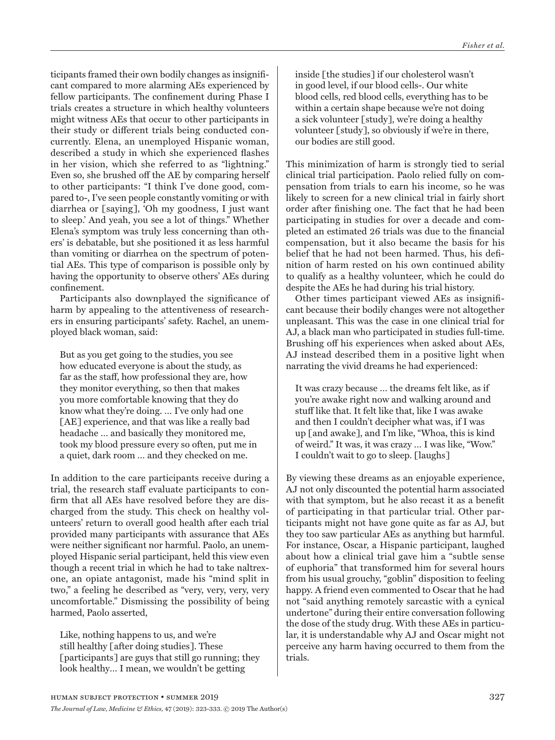ticipants framed their own bodily changes as insignificant compared to more alarming AEs experienced by fellow participants. The confinement during Phase I trials creates a structure in which healthy volunteers might witness AEs that occur to other participants in their study or different trials being conducted concurrently. Elena, an unemployed Hispanic woman, described a study in which she experienced flashes in her vision, which she referred to as "lightning." Even so, she brushed off the AE by comparing herself to other participants: "I think I've done good, compared to-, I've seen people constantly vomiting or with diarrhea or [saying], 'Oh my goodness, I just want to sleep.' And yeah, you see a lot of things." Whether Elena's symptom was truly less concerning than others' is debatable, but she positioned it as less harmful than vomiting or diarrhea on the spectrum of potential AEs. This type of comparison is possible only by having the opportunity to observe others' AEs during confinement.

Participants also downplayed the significance of harm by appealing to the attentiveness of researchers in ensuring participants' safety. Rachel, an unemployed black woman, said:

> But as you get going to the studies, you see how educated everyone is about the study, as far as the staff, how professional they are, how they monitor everything, so then that makes you more comfortable knowing that they do know what they're doing. … I've only had one [AE] experience, and that was like a really bad headache … and basically they monitored me, took my blood pressure every so often, put me in a quiet, dark room … and they checked on me.

In addition to the care participants receive during a trial, the research staff evaluate participants to confirm that all AEs have resolved before they are discharged from the study. This check on healthy volunteers' return to overall good health after each trial provided many participants with assurance that AEs were neither significant nor harmful. Paolo, an unemployed Hispanic serial participant, held this view even though a recent trial in which he had to take naltrexone, an opiate antagonist, made his "mind split in two," a feeling he described as "very, very, very, very uncomfortable." Dismissing the possibility of being harmed, Paolo asserted,

> Like, nothing happens to us, and we're still healthy [after doing studies]. These [participants] are guys that still go running; they look healthy… I mean, we wouldn't be getting inside [the studies] if our cholesterol wasn't in good level, if our blood cells-. Our white blood cells, red blood cells, everything has to be within a certain shape because we're not doing a sick volunteer [study], we're doing a healthy volunteer [study], so obviously if we're in there, our bodies are still good.

This minimization of harm is strongly tied to serial clinical trial participation. Paolo relied fully on compensation from trials to earn his income, so he was likely to screen for a new clinical trial in fairly short order after finishing one. The fact that he had been participating in studies for over a decade and completed an estimated 26 trials was due to the financial compensation, but it also became the basis for his belief that he had not been harmed. Thus, his definition of harm rested on his own continued ability to qualify as a healthy volunteer, which he could do despite the AEs he had during his trial history.

Other times participant viewed AEs as insignificant because their bodily changes were not altogether unpleasant. This was the case in one clinical trial for AJ, a black man who participated in studies full-time. Brushing off his experiences when asked about AEs, AJ instead described them in a positive light when narrating the vivid dreams he had experienced:

> It was crazy because … the dreams felt like, as if you're awake right now and walking around and stuff like that. It felt like that, like I was awake and then I couldn't decipher what was, if I was up [and awake], and I'm like, "Whoa, this is kind of weird." It was, it was crazy … I was like, "Wow." I couldn't wait to go to sleep. [laughs]

By viewing these dreams as an enjoyable experience, AJ not only discounted the potential harm associated with that symptom, but he also recast it as a benefit of participating in that particular trial. Other participants might not have gone quite as far as AJ, but they too saw particular AEs as anything but harmful. For instance, Oscar, a Hispanic participant, laughed about how a clinical trial gave him a "subtle sense of euphoria" that transformed him for several hours from his usual grouchy, "goblin" disposition to feeling happy. A friend even commented to Oscar that he had not "said anything remotely sarcastic with a cynical undertone" during their entire conversation following the dose of the study drug. With these AEs in particular, it is understandable why AJ and Oscar might not perceive any harm having occurred to them from the trials.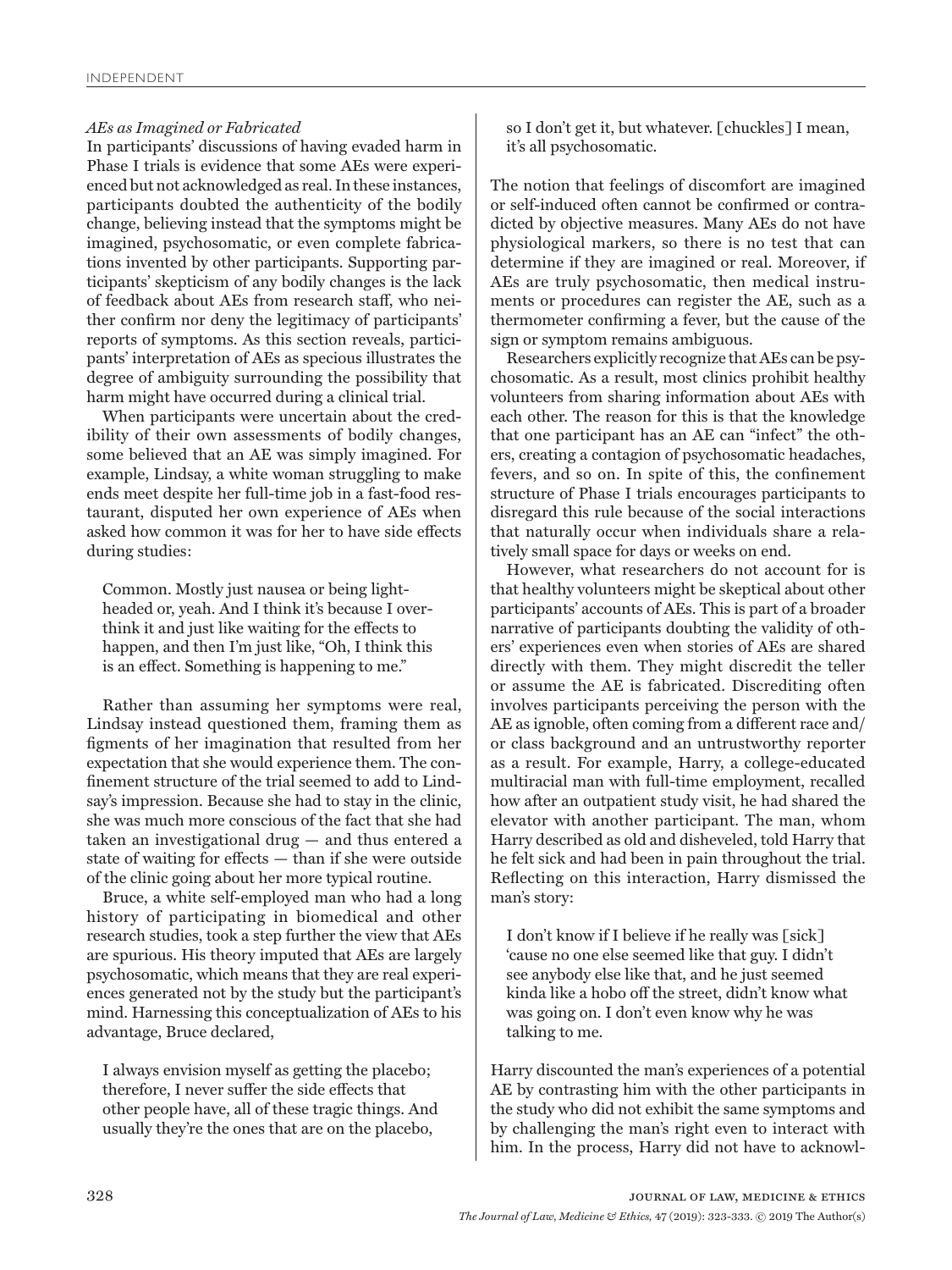### *AEs as Imagined or Fabricated*

In participants' discussions of having evaded harm in Phase I trials is evidence that some AEs were experienced but not acknowledged as real. In these instances, participants doubted the authenticity of the bodily change, believing instead that the symptoms might be imagined, psychosomatic, or even complete fabrications invented by other participants. Supporting participants' skepticism of any bodily changes is the lack of feedback about AEs from research staff, who neither confirm nor deny the legitimacy of participants' reports of symptoms. As this section reveals, participants' interpretation of AEs as specious illustrates the degree of ambiguity surrounding the possibility that harm might have occurred during a clinical trial.

When participants were uncertain about the credibility of their own assessments of bodily changes, some believed that an AE was simply imagined. For example, Lindsay, a white woman struggling to make ends meet despite her full-time job in a fast-food restaurant, disputed her own experience of AEs when asked how common it was for her to have side effects during studies:

> Common. Mostly just nausea or being lightheaded or, yeah. And I think it's because I overthink it and just like waiting for the effects to happen, and then I'm just like, "Oh, I think this is an effect. Something is happening to me."

Rather than assuming her symptoms were real, Lindsay instead questioned them, framing them as figments of her imagination that resulted from her expectation that she would experience them. The confinement structure of the trial seemed to add to Lindsay's impression. Because she had to stay in the clinic, she was much more conscious of the fact that she had taken an investigational drug — and thus entered a state of waiting for effects — than if she were outside of the clinic going about her more typical routine.

Bruce, a white self-employed man who had a long history of participating in biomedical and other research studies, took a step further the view that AEs are spurious. His theory imputed that AEs are largely psychosomatic, which means that they are real experiences generated not by the study but the participant's mind. Harnessing this conceptualization of AEs to his advantage, Bruce declared,

> I always envision myself as getting the placebo; therefore, I never suffer the side effects that other people have, all of these tragic things. And usually they're the ones that are on the placebo, so I don't get it, but whatever. [chuckles] I mean, it's all psychosomatic.

The notion that feelings of discomfort are imagined or self-induced often cannot be confirmed or contradicted by objective measures. Many AEs do not have physiological markers, so there is no test that can determine if they are imagined or real. Moreover, if AEs are truly psychosomatic, then medical instruments or procedures can register the AE, such as a thermometer confirming a fever, but the cause of the sign or symptom remains ambiguous.

Researchers explicitly recognize that AEs can be psychosomatic. As a result, most clinics prohibit healthy volunteers from sharing information about AEs with each other. The reason for this is that the knowledge that one participant has an AE can "infect" the others, creating a contagion of psychosomatic headaches, fevers, and so on. In spite of this, the confinement structure of Phase I trials encourages participants to disregard this rule because of the social interactions that naturally occur when individuals share a relatively small space for days or weeks on end.

However, what researchers do not account for is that healthy volunteers might be skeptical about other participants' accounts of AEs. This is part of a broader narrative of participants doubting the validity of others' experiences even when stories of AEs are shared directly with them. They might discredit the teller or assume the AE is fabricated. Discrediting often involves participants perceiving the person with the AE as ignoble, often coming from a different race and/or class background and an untrustworthy reporter as a result. For example, Harry, a college-educated multiracial man with full-time employment, recalled how after an outpatient study visit, he had shared the elevator with another participant. The man, whom Harry described as old and disheveled, told Harry that he felt sick and had been in pain throughout the trial. Reflecting on this interaction, Harry dismissed the man's story:

> I don't know if I believe if he really was [sick] 'cause no one else seemed like that guy. I didn't see anybody else like that, and he just seemed kinda like a hobo off the street, didn't know what was going on. I don't even know why he was talking to me.

Harry discounted the man's experiences of a potential AE by contrasting him with the other participants in the study who did not exhibit the same symptoms and by challenging the man's right even to interact with him. In the process, Harry did not have to acknowl-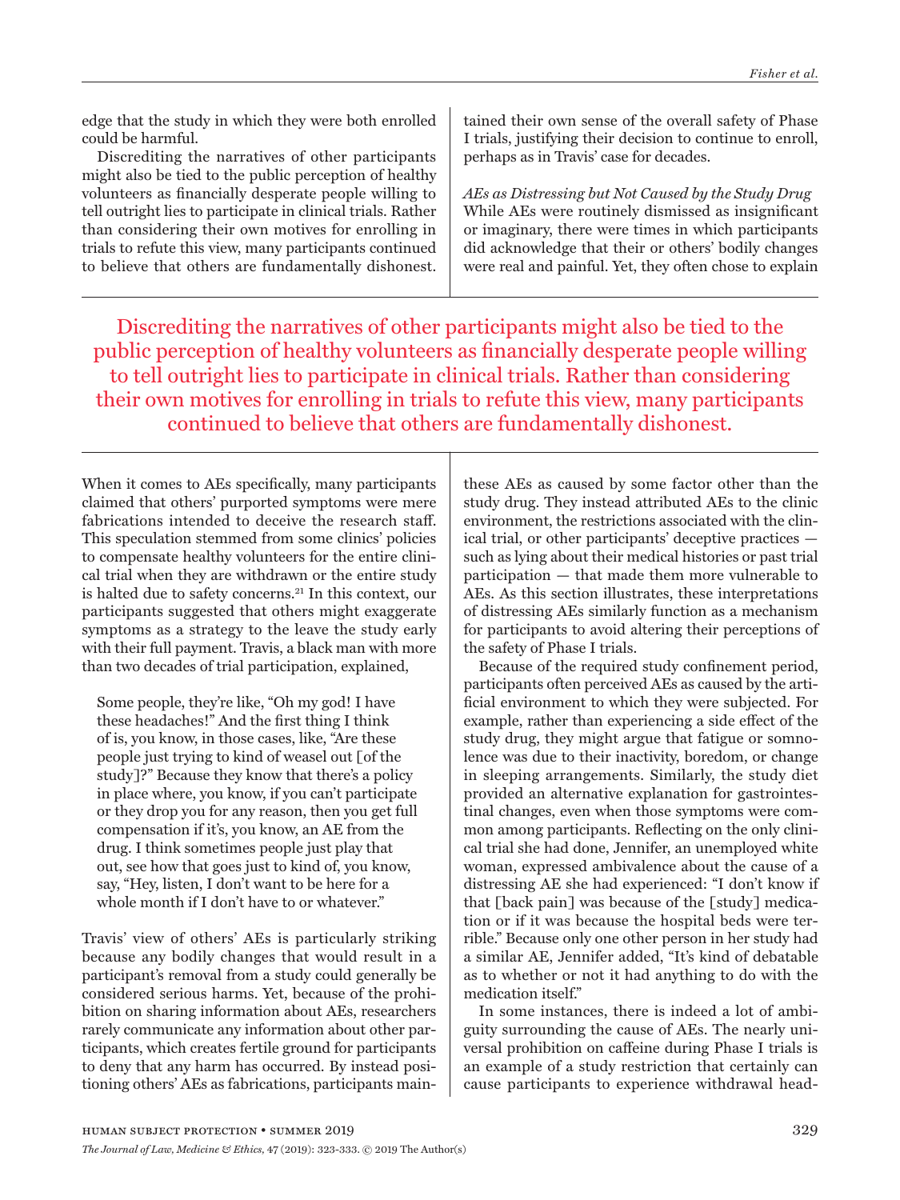edge that the study in which they were both enrolled could be harmful.

Discrediting the narratives of other participants might also be tied to the public perception of healthy volunteers as financially desperate people willing to tell outright lies to participate in clinical trials. Rather than considering their own motives for enrolling in trials to refute this view, many participants continued to believe that others are fundamentally dishonest. When it comes to AEs specifically, many participants claimed that others' purported symptoms were mere fabrications intended to deceive the research staff. This speculation stemmed from some clinics' policies to compensate healthy volunteers for the entire clinical trial when they are withdrawn or the entire study is halted due to safety concerns.[21] In this context, our participants suggested that others might exaggerate symptoms as a strategy to the leave the study early with their full payment. Travis, a black man with more than two decades of trial participation, explained,

> Some people, they're like, "Oh my god! I have these headaches!" And the first thing I think of is, you know, in those cases, like, "Are these people just trying to kind of weasel out [of the study]?" Because they know that there's a policy in place where, you know, if you can't participate or they drop you for any reason, then you get full compensation if it's, you know, an AE from the drug. I think sometimes people just play that out, see how that goes just to kind of, you know, say, "Hey, listen, I don't want to be here for a whole month if I don't have to or whatever."

Travis' view of others' AEs is particularly striking because any bodily changes that would result in a participant's removal from a study could generally be considered serious harms. Yet, because of the prohibition on sharing information about AEs, researchers rarely communicate any information about other participants, which creates fertile ground for participants to deny that any harm has occurred. By instead positioning others' AEs as fabrications, participants maintained their own sense of the overall safety of Phase I trials, justifying their decision to continue to enroll, perhaps as in Travis' case for decades.

*AEs as Distressing but Not Caused by the Study Drug*

While AEs were routinely dismissed as insignificant or imaginary, there were times in which participants did acknowledge that their or others' bodily changes were real and painful. Yet, they often chose to explain these AEs as caused by some factor other than the study drug. They instead attributed AEs to the clinic environment, the restrictions associated with the clinical trial, or other participants' deceptive practices — such as lying about their medical histories or past trial participation — that made them more vulnerable to AEs. As this section illustrates, these interpretations of distressing AEs similarly function as a mechanism for participants to avoid altering their perceptions of the safety of Phase I trials.

Because of the required study confinement period, participants often perceived AEs as caused by the artificial environment to which they were subjected. For example, rather than experiencing a side effect of the study drug, they might argue that fatigue or somnolence was due to their inactivity, boredom, or change in sleeping arrangements. Similarly, the study diet provided an alternative explanation for gastrointestinal changes, even when those symptoms were common among participants. Reflecting on the only clinical trial she had done, Jennifer, an unemployed white woman, expressed ambivalence about the cause of a distressing AE she had experienced: "I don't know if that [back pain] was because of the [study] medication or if it was because the hospital beds were terrible." Because only one other person in her study had a similar AE, Jennifer added, "It's kind of debatable as to whether or not it had anything to do with the medication itself."

In some instances, there is indeed a lot of ambiguity surrounding the cause of AEs. The nearly universal prohibition on caffeine during Phase I trials is an example of a study restriction that certainly can cause participants to experience withdrawal head-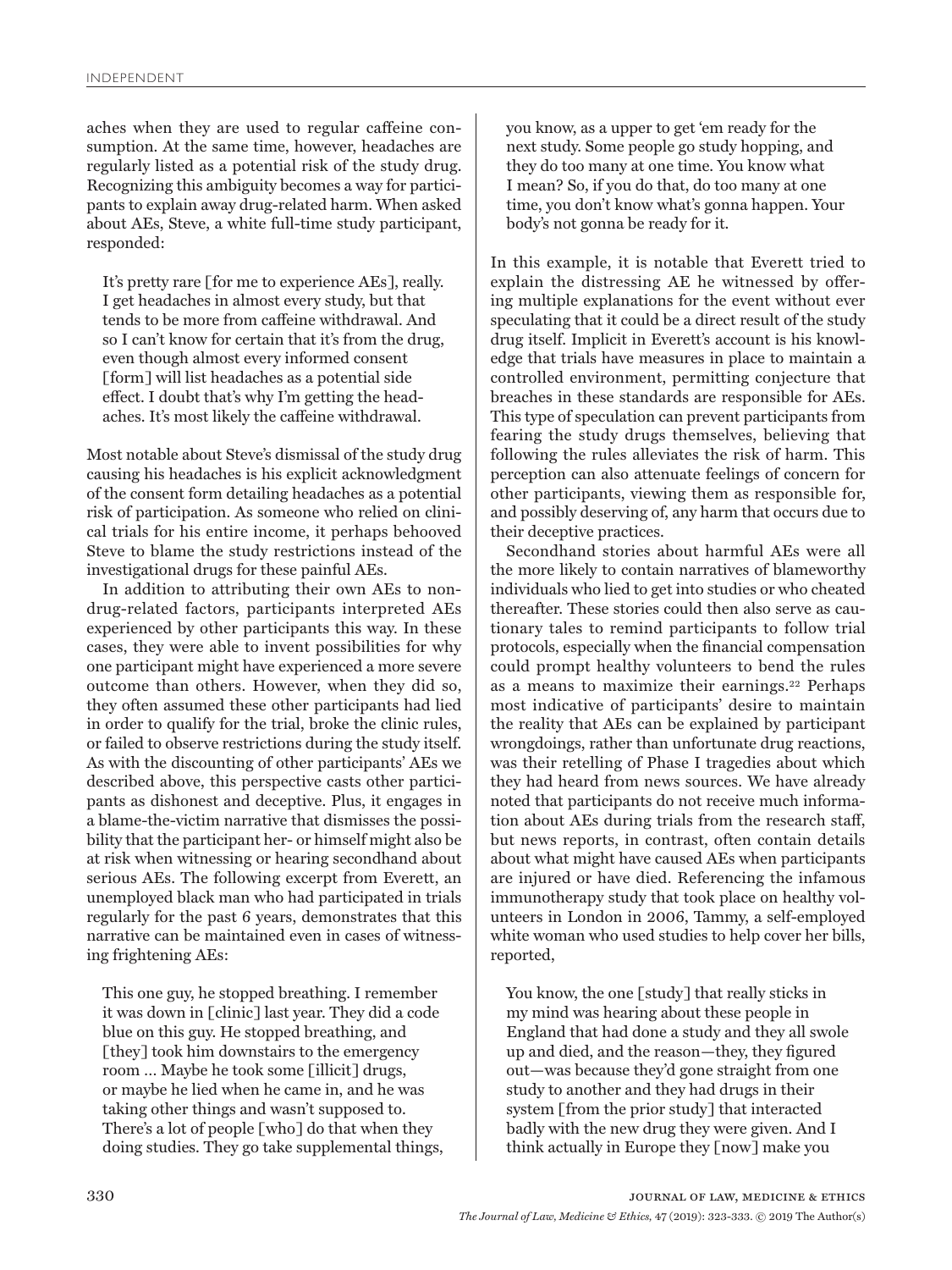aches when they are used to regular caffeine consumption. At the same time, however, headaches are regularly listed as a potential risk of the study drug. Recognizing this ambiguity becomes a way for participants to explain away drug-related harm. When asked about AEs, Steve, a white full-time study participant, responded:

> It's pretty rare [for me to experience AEs], really. I get headaches in almost every study, but that tends to be more from caffeine withdrawal. And so I can't know for certain that it's from the drug, even though almost every informed consent [form] will list headaches as a potential side effect. I doubt that's why I'm getting the headaches. It's most likely the caffeine withdrawal.

Most notable about Steve's dismissal of the study drug causing his headaches is his explicit acknowledgment of the consent form detailing headaches as a potential risk of participation. As someone who relied on clinical trials for his entire income, it perhaps behooved Steve to blame the study restrictions instead of the investigational drugs for these painful AEs.

In addition to attributing their own AEs to non-drug-related factors, participants interpreted AEs experienced by other participants this way. In these cases, they were able to invent possibilities for why one participant might have experienced a more severe outcome than others. However, when they did so, they often assumed these other participants had lied in order to qualify for the trial, broke the clinic rules, or failed to observe restrictions during the study itself. As with the discounting of other participants' AEs we described above, this perspective casts other participants as dishonest and deceptive. Plus, it engages in a blame-the-victim narrative that dismisses the possibility that the participant her- or himself might also be at risk when witnessing or hearing secondhand about serious AEs. The following excerpt from Everett, an unemployed black man who had participated in trials regularly for the past 6 years, demonstrates that this narrative can be maintained even in cases of witnessing frightening AEs:

> This one guy, he stopped breathing. I remember it was down in [clinic] last year. They did a code blue on this guy. He stopped breathing, and [they] took him downstairs to the emergency room … Maybe he took some [illicit] drugs, or maybe he lied when he came in, and he was taking other things and wasn't supposed to. There's a lot of people [who] do that when they doing studies. They go take supplemental things, you know, as a upper to get 'em ready for the next study. Some people go study hopping, and they do too many at one time. You know what I mean? So, if you do that, do too many at one time, you don't know what's gonna happen. Your body's not gonna be ready for it.

In this example, it is notable that Everett tried to explain the distressing AE he witnessed by offering multiple explanations for the event without ever speculating that it could be a direct result of the study drug itself. Implicit in Everett's account is his knowledge that trials have measures in place to maintain a controlled environment, permitting conjecture that breaches in these standards are responsible for AEs. This type of speculation can prevent participants from fearing the study drugs themselves, believing that following the rules alleviates the risk of harm. This perception can also attenuate feelings of concern for other participants, viewing them as responsible for, and possibly deserving of, any harm that occurs due to their deceptive practices.

Secondhand stories about harmful AEs were all the more likely to contain narratives of blameworthy individuals who lied to get into studies or who cheated thereafter. These stories could then also serve as cautionary tales to remind participants to follow trial protocols, especially when the financial compensation could prompt healthy volunteers to bend the rules as a means to maximize their earnings.[22] Perhaps most indicative of participants' desire to maintain the reality that AEs can be explained by participant wrongdoings, rather than unfortunate drug reactions, was their retelling of Phase I tragedies about which they had heard from news sources. We have already noted that participants do not receive much information about AEs during trials from the research staff, but news reports, in contrast, often contain details about what might have caused AEs when participants are injured or have died. Referencing the infamous immunotherapy study that took place on healthy volunteers in London in 2006, Tammy, a self-employed white woman who used studies to help cover her bills, reported,

> You know, the one [study] that really sticks in my mind was hearing about these people in England that had done a study and they all swole up and died, and the reason—they, they figured out—was because they'd gone straight from one study to another and they had drugs in their system [from the prior study] that interacted badly with the new drug they were given. And I think actually in Europe they [now] make you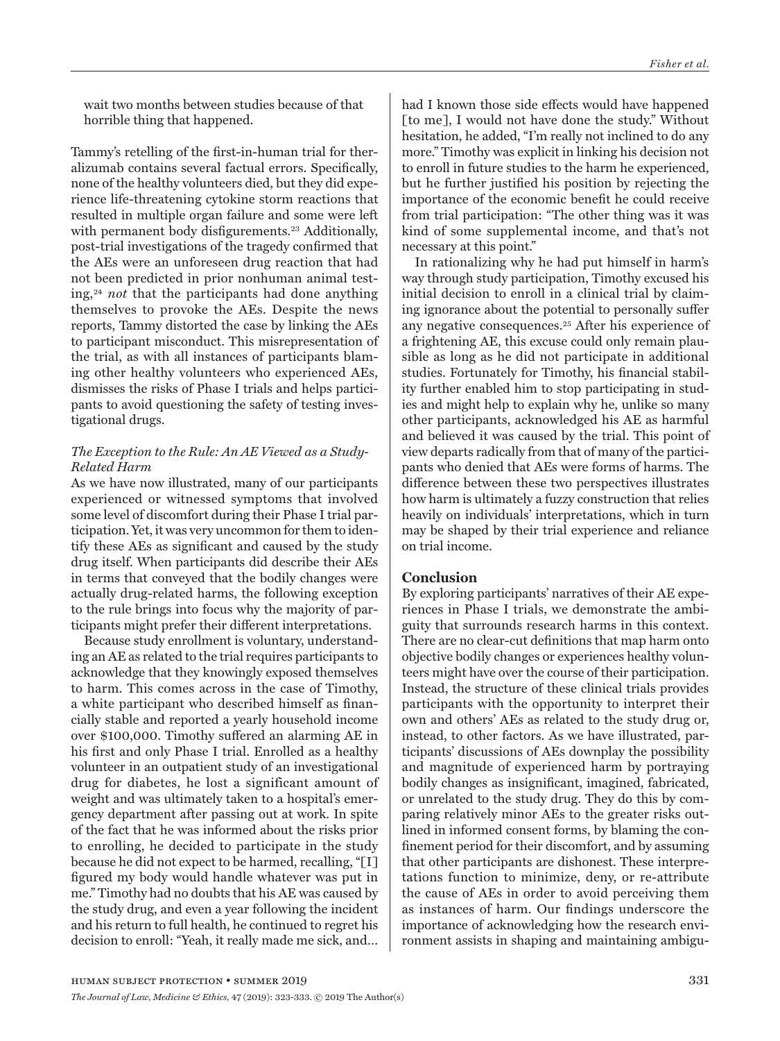wait two months between studies because of that horrible thing that happened.

Tammy's retelling of the first-in-human trial for theralizumab contains several factual errors. Specifically, none of the healthy volunteers died, but they did experience life-threatening cytokine storm reactions that resulted in multiple organ failure and some were left with permanent body disfigurements.[23] Additionally, post-trial investigations of the tragedy confirmed that the AEs were an unforeseen drug reaction that had not been predicted in prior nonhuman animal testing,[24] *not* that the participants had done anything themselves to provoke the AEs. Despite the news reports, Tammy distorted the case by linking the AEs to participant misconduct. This misrepresentation of the trial, as with all instances of participants blaming other healthy volunteers who experienced AEs, dismisses the risks of Phase I trials and helps participants to avoid questioning the safety of testing investigational drugs.

### *The Exception to the Rule: An AE Viewed as a Study-Related Harm*

As we have now illustrated, many of our participants experienced or witnessed symptoms that involved some level of discomfort during their Phase I trial participation. Yet, it was very uncommon for them to identify these AEs as significant and caused by the study drug itself. When participants did describe their AEs in terms that conveyed that the bodily changes were actually drug-related harms, the following exception to the rule brings into focus why the majority of participants might prefer their different interpretations.

Because study enrollment is voluntary, understanding an AE as related to the trial requires participants to acknowledge that they knowingly exposed themselves to harm. This comes across in the case of Timothy, a white participant who described himself as financially stable and reported a yearly household income over $100,000. Timothy suffered an alarming AE in his first and only Phase I trial. Enrolled as a healthy volunteer in an outpatient study of an investigational drug for diabetes, he lost a significant amount of weight and was ultimately taken to a hospital's emergency department after passing out at work. In spite of the fact that he was informed about the risks prior to enrolling, he decided to participate in the study because he did not expect to be harmed, recalling, "[I] figured my body would handle whatever was put in me." Timothy had no doubts that his AE was caused by the study drug, and even a year following the incident and his return to full health, he continued to regret his decision to enroll: "Yeah, it really made me sick, and… had I known those side effects would have happened [to me], I would not have done the study." Without hesitation, he added, "I'm really not inclined to do any more." Timothy was explicit in linking his decision not to enroll in future studies to the harm he experienced, but he further justified his position by rejecting the importance of the economic benefit he could receive from trial participation: "The other thing was it was kind of some supplemental income, and that's not necessary at this point."

In rationalizing why he had put himself in harm's way through study participation, Timothy excused his initial decision to enroll in a clinical trial by claiming ignorance about the potential to personally suffer any negative consequences.[25] After his experience of a frightening AE, this excuse could only remain plausible as long as he did not participate in additional studies. Fortunately for Timothy, his financial stability further enabled him to stop participating in studies and might help to explain why he, unlike so many other participants, acknowledged his AE as harmful and believed it was caused by the trial. This point of view departs radically from that of many of the participants who denied that AEs were forms of harms. The difference between these two perspectives illustrates how harm is ultimately a fuzzy construction that relies heavily on individuals' interpretations, which in turn may be shaped by their trial experience and reliance on trial income.

## Conclusion

By exploring participants' narratives of their AE experiences in Phase I trials, we demonstrate the ambiguity that surrounds research harms in this context. There are no clear-cut definitions that map harm onto objective bodily changes or experiences healthy volunteers might have over the course of their participation. Instead, the structure of these clinical trials provides participants with the opportunity to interpret their own and others' AEs as related to the study drug or, instead, to other factors. As we have illustrated, participants' discussions of AEs downplay the possibility and magnitude of experienced harm by portraying bodily changes as insignificant, imagined, fabricated, or unrelated to the study drug. They do this by comparing relatively minor AEs to the greater risks outlined in informed consent forms, by blaming the confinement period for their discomfort, and by assuming that other participants are dishonest. These interpretations function to minimize, deny, or re-attribute the cause of AEs in order to avoid perceiving them as instances of harm. Our findings underscore the importance of acknowledging how the research environment assists in shaping and maintaining ambigu-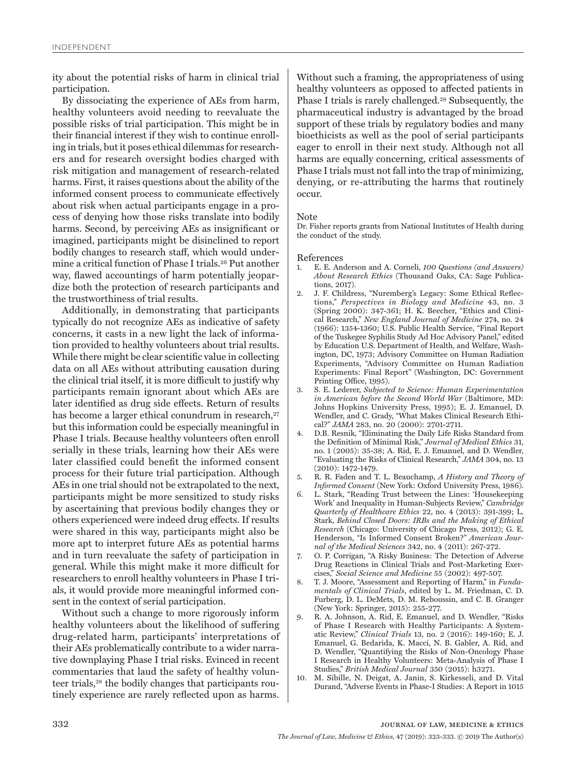ity about the potential risks of harm in clinical trial participation.

By dissociating the experience of AEs from harm, healthy volunteers avoid needing to reevaluate the possible risks of trial participation. This might be in their financial interest if they wish to continue enrolling in trials, but it poses ethical dilemmas for researchers and for research oversight bodies charged with risk mitigation and management of research-related harms. First, it raises questions about the ability of the informed consent process to communicate effectively about risk when actual participants engage in a process of denying how those risks translate into bodily harms. Second, by perceiving AEs as insignificant or imagined, participants might be disinclined to report bodily changes to research staff, which would undermine a critical function of Phase I trials.[26] Put another way, flawed accountings of harm potentially jeopardize both the protection of research participants and the trustworthiness of trial results.

Additionally, in demonstrating that participants typically do not recognize AEs as indicative of safety concerns, it casts in a new light the lack of information provided to healthy volunteers about trial results. While there might be clear scientific value in collecting data on all AEs without attributing causation during the clinical trial itself, it is more difficult to justify why participants remain ignorant about which AEs are later identified as drug side effects. Return of results has become a larger ethical conundrum in research,[27] but this information could be especially meaningful in Phase I trials. Because healthy volunteers often enroll serially in these trials, learning how their AEs were later classified could benefit the informed consent process for their future trial participation. Although AEs in one trial should not be extrapolated to the next, participants might be more sensitized to study risks by ascertaining that previous bodily changes they or others experienced were indeed drug effects. If results were shared in this way, participants might also be more apt to interpret future AEs as potential harms and in turn reevaluate the safety of participation in general. While this might make it more difficult for researchers to enroll healthy volunteers in Phase I trials, it would provide more meaningful informed consent in the context of serial participation.

Without such a change to more rigorously inform healthy volunteers about the likelihood of suffering drug-related harm, participants' interpretations of their AEs problematically contribute to a wider narrative downplaying Phase I trial risks. Evinced in recent commentaries that laud the safety of healthy volunteer trials,[28] the bodily changes that participants routinely experience are rarely reflected upon as harms. Without such a framing, the appropriateness of using healthy volunteers as opposed to affected patients in Phase I trials is rarely challenged.[29] Subsequently, the pharmaceutical industry is advantaged by the broad support of these trials by regulatory bodies and many bioethicists as well as the pool of serial participants eager to enroll in their next study. Although not all harms are equally concerning, critical assessments of Phase I trials must not fall into the trap of minimizing, denying, or re-attributing the harms that routinely occur.

## Note

Dr. Fisher reports grants from National Institutes of Health during the conduct of the study.

## References

1. E. E. Anderson and A. Corneli, *100 Questions (and Answers) About Research Ethics* (Thousand Oaks, CA: Sage Publications, 2017).
2. J. F. Childress, "Nuremberg's Legacy: Some Ethical Reflections," *Perspectives in Biology and Medicine* 43, no. 3 (Spring 2000): 347-361; H. K. Beecher, "Ethics and Clinical Research," *New England Journal of Medicine* 274, no. 24 (1966): 1354-1360; U.S. Public Health Service, "Final Report of the Tuskegee Syphilis Study Ad Hoc Advisory Panel," edited by Education U.S. Department of Health, and Welfare, Washington, DC, 1973; Advisory Committee on Human Radiation Experiments, "Advisory Committee on Human Radiation Experiments: Final Report" (Washington, DC: Government Printing Office, 1995).
3. S. E. Lederer, *Subjected to Science: Human Experimentation in American before the Second World War* (Baltimore, MD: Johns Hopkins University Press, 1995); E. J. Emanuel, D. Wendler, and C. Grady, "What Makes Clinical Research Ethical?" *JAMA* 283, no. 20 (2000): 2701-2711.
4. D.B. Resnik, "Eliminating the Daily Life Risks Standard from the Definition of Minimal Risk," *Journal of Medical Ethics* 31, no. 1 (2005): 35-38; A. Rid, E. J. Emanuel, and D. Wendler, "Evaluating the Risks of Clinical Research," *JAMA* 304, no. 13 (2010): 1472-1479.
5. R. R. Faden and T. L. Beauchamp, *A History and Theory of Informed Consent* (New York: Oxford University Press, 1986).
6. L. Stark, "Reading Trust between the Lines: 'Housekeeping Work' and Inequality in Human-Subjects Review," *Cambridge Quarterly of Healthcare Ethics* 22, no. 4 (2013): 391-399; L. Stark, *Behind Closed Doors: IRBs and the Making of Ethical Research* (Chicago: University of Chicago Press, 2012); G. E. Henderson, "Is Informed Consent Broken?" *American Journal of the Medical Sciences* 342, no. 4 (2011): 267-272.
7. O. P. Corrigan, "A Risky Business: The Detection of Adverse Drug Reactions in Clinical Trials and Post-Marketing Exercises," *Social Science and Medicine* 55 (2002): 497-507.
8. T. J. Moore, "Assessment and Reporting of Harm," in *Fundamentals of Clinical Trials*, edited by L. M. Friedman, C. D. Furberg, D. L. DeMets, D. M. Reboussin, and C. B. Granger (New York: Springer, 2015): 255-277.
9. R. A. Johnson, A. Rid, E. Emanuel, and D. Wendler, "Risks of Phase I Research with Healthy Participants: A Systematic Review," *Clinical Trials* 13, no. 2 (2016): 149-160; E. J. Emanuel, G. Bedarida, K. Macci, N. B. Gabler, A. Rid, and D. Wendler, "Quantifying the Risks of Non-Oncology Phase I Research in Healthy Volunteers: Meta-Analysis of Phase I Studies," *British Medical Journal* 350 (2015): h3271.
10. M. Sibille, N. Deigat, A. Janin, S. Kirkesseli, and D. Vital Durand, "Adverse Events in Phase-I Studies: A Report in 1015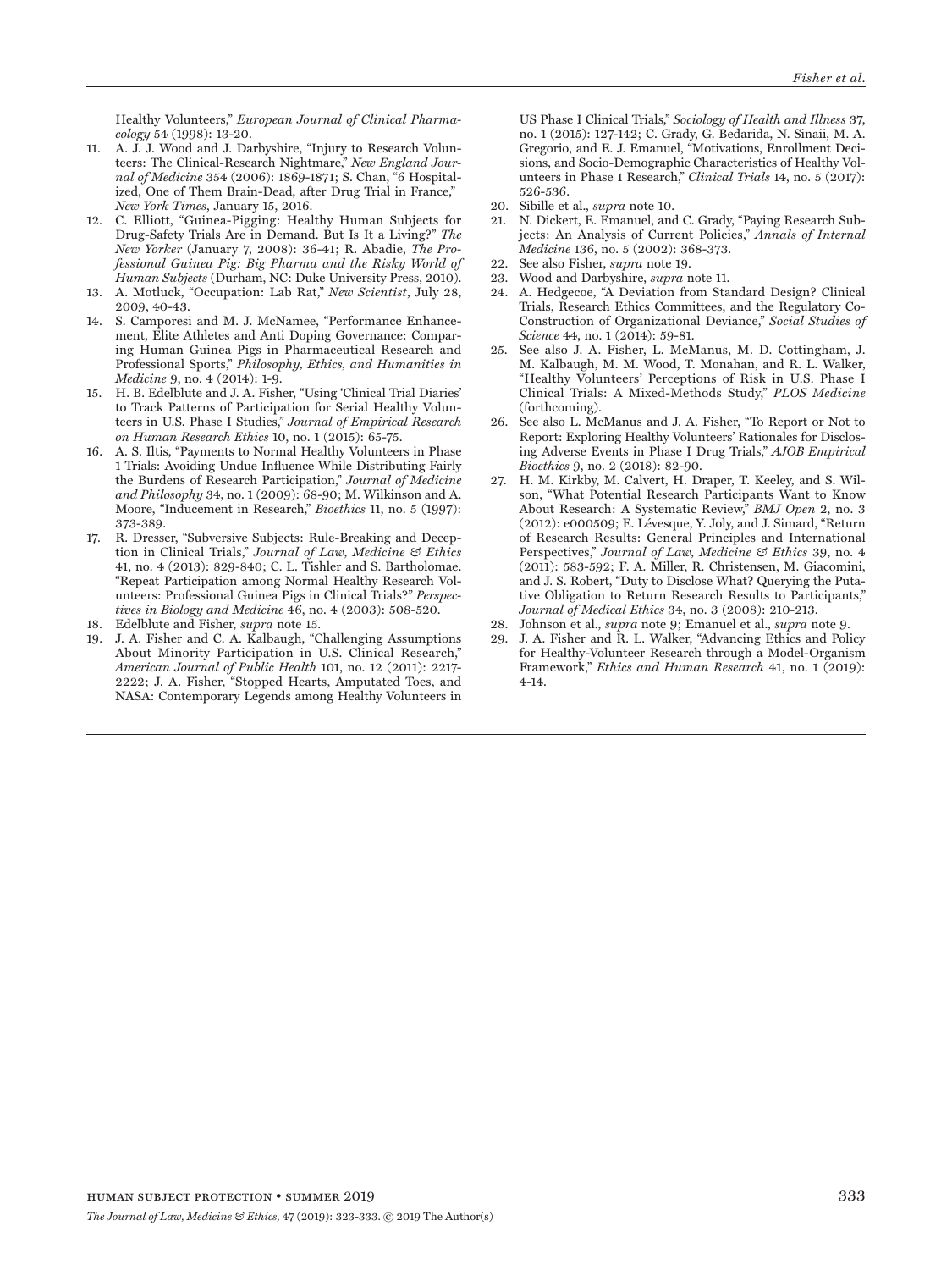Healthy Volunteers," *European Journal of Clinical Pharmacology* 54 (1998): 13-20.

11. A. J. J. Wood and J. Darbyshire, "Injury to Research Volunteers: The Clinical-Research Nightmare," *New England Journal of Medicine* 354 (2006): 1869-1871; S. Chan, "6 Hospitalized, One of Them Brain-Dead, after Drug Trial in France," *New York Times*, January 15, 2016.
12. C. Elliott, "Guinea-Pigging: Healthy Human Subjects for Drug-Safety Trials Are in Demand. But Is It a Living?" *The New Yorker* (January 7, 2008): 36-41; R. Abadie, *The Professional Guinea Pig: Big Pharma and the Risky World of Human Subjects* (Durham, NC: Duke University Press, 2010).
13. A. Motluck, "Occupation: Lab Rat," *New Scientist*, July 28, 2009, 40-43.
14. S. Camporesi and M. J. McNamee, "Performance Enhancement, Elite Athletes and Anti Doping Governance: Comparing Human Guinea Pigs in Pharmaceutical Research and Professional Sports," *Philosophy, Ethics, and Humanities in Medicine* 9, no. 4 (2014): 1-9.
15. H. B. Edelblute and J. A. Fisher, "Using 'Clinical Trial Diaries' to Track Patterns of Participation for Serial Healthy Volunteers in U.S. Phase I Studies," *Journal of Empirical Research on Human Research Ethics* 10, no. 1 (2015): 65-75.
16. A. S. Iltis, "Payments to Normal Healthy Volunteers in Phase 1 Trials: Avoiding Undue Influence While Distributing Fairly the Burdens of Research Participation," *Journal of Medicine and Philosophy* 34, no. 1 (2009): 68-90; M. Wilkinson and A. Moore, "Inducement in Research," *Bioethics* 11, no. 5 (1997): 373-389.
17. R. Dresser, "Subversive Subjects: Rule-Breaking and Deception in Clinical Trials," *Journal of Law, Medicine & Ethics* 41, no. 4 (2013): 829-840; C. L. Tishler and S. Bartholomae. "Repeat Participation among Normal Healthy Research Volunteers: Professional Guinea Pigs in Clinical Trials?" *Perspectives in Biology and Medicine* 46, no. 4 (2003): 508-520.
18. Edelblute and Fisher, *supra* note 15.
19. J. A. Fisher and C. A. Kalbaugh, "Challenging Assumptions About Minority Participation in U.S. Clinical Research," *American Journal of Public Health* 101, no. 12 (2011): 2217-2222; J. A. Fisher, "Stopped Hearts, Amputated Toes, and NASA: Contemporary Legends among Healthy Volunteers in US Phase I Clinical Trials," *Sociology of Health and Illness* 37, no. 1 (2015): 127-142; C. Grady, G. Bedarida, N. Sinaii, M. A. Gregorio, and E. J. Emanuel, "Motivations, Enrollment Decisions, and Socio-Demographic Characteristics of Healthy Volunteers in Phase 1 Research," *Clinical Trials* 14, no. 5 (2017): 526-536.
20. Sibille et al., *supra* note 10.
21. N. Dickert, E. Emanuel, and C. Grady, "Paying Research Subjects: An Analysis of Current Policies," *Annals of Internal Medicine* 136, no. 5 (2002): 368-373.
22. See also Fisher, *supra* note 19.
23. Wood and Darbyshire, *supra* note 11.
24. A. Hedgecoe, "A Deviation from Standard Design? Clinical Trials, Research Ethics Committees, and the Regulatory Co-Construction of Organizational Deviance," *Social Studies of Science* 44, no. 1 (2014): 59-81.
25. See also J. A. Fisher, L. McManus, M. D. Cottingham, J. M. Kalbaugh, M. M. Wood, T. Monahan, and R. L. Walker, "Healthy Volunteers' Perceptions of Risk in U.S. Phase I Clinical Trials: A Mixed-Methods Study," *PLOS Medicine* (forthcoming).
26. See also L. McManus and J. A. Fisher, "To Report or Not to Report: Exploring Healthy Volunteers' Rationales for Disclosing Adverse Events in Phase I Drug Trials," *AJOB Empirical Bioethics* 9, no. 2 (2018): 82-90.
27. H. M. Kirkby, M. Calvert, H. Draper, T. Keeley, and S. Wilson, "What Potential Research Participants Want to Know About Research: A Systematic Review," *BMJ Open* 2, no. 3 (2012): e000509; E. Lévesque, Y. Joly, and J. Simard, "Return of Research Results: General Principles and International Perspectives," *Journal of Law, Medicine & Ethics* 39, no. 4 (2011): 583-592; F. A. Miller, R. Christensen, M. Giacomini, and J. S. Robert, "Duty to Disclose What? Querying the Putative Obligation to Return Research Results to Participants," *Journal of Medical Ethics* 34, no. 3 (2008): 210-213.
28. Johnson et al., *supra* note 9; Emanuel et al., *supra* note 9.
29. J. A. Fisher and R. L. Walker, "Advancing Ethics and Policy for Healthy-Volunteer Research through a Model-Organism Framework," *Ethics and Human Research* 41, no. 1 (2019): 4-14.